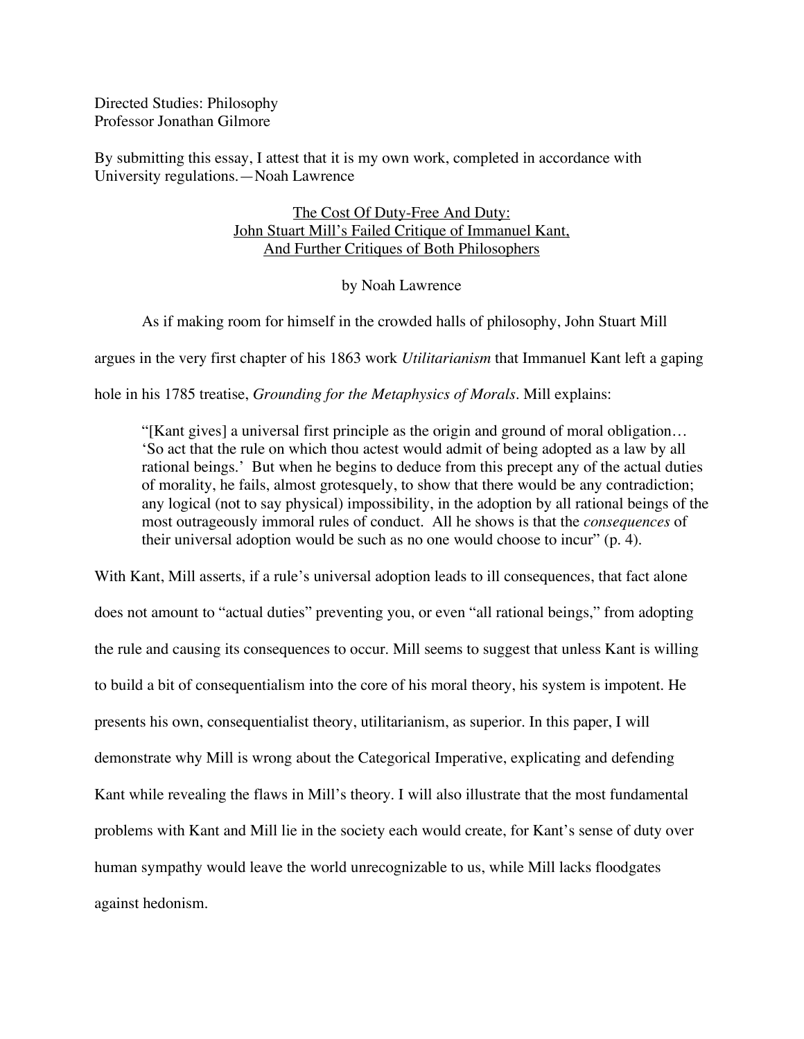Directed Studies: Philosophy
Professor Jonathan Gilmore

By submitting this essay, I attest that it is my own work, completed in accordance with University regulations.—Noah Lawrence

# The Cost Of Duty-Free And Duty: John Stuart Mill's Failed Critique of Immanuel Kant, And Further Critiques of Both Philosophers

by Noah Lawrence

As if making room for himself in the crowded halls of philosophy, John Stuart Mill argues in the very first chapter of his 1863 work *Utilitarianism* that Immanuel Kant left a gaping hole in his 1785 treatise, *Grounding for the Metaphysics of Morals*. Mill explains:

> "[Kant gives] a universal first principle as the origin and ground of moral obligation… 'So act that the rule on which thou actest would admit of being adopted as a law by all rational beings.' But when he begins to deduce from this precept any of the actual duties of morality, he fails, almost grotesquely, to show that there would be any contradiction; any logical (not to say physical) impossibility, in the adoption by all rational beings of the most outrageously immoral rules of conduct. All he shows is that the *consequences* of their universal adoption would be such as no one would choose to incur" (p. 4).

With Kant, Mill asserts, if a rule's universal adoption leads to ill consequences, that fact alone does not amount to "actual duties" preventing you, or even "all rational beings," from adopting the rule and causing its consequences to occur. Mill seems to suggest that unless Kant is willing to build a bit of consequentialism into the core of his moral theory, his system is impotent. He presents his own, consequentialist theory, utilitarianism, as superior. In this paper, I will demonstrate why Mill is wrong about the Categorical Imperative, explicating and defending Kant while revealing the flaws in Mill's theory. I will also illustrate that the most fundamental problems with Kant and Mill lie in the society each would create, for Kant's sense of duty over human sympathy would leave the world unrecognizable to us, while Mill lacks floodgates against hedonism.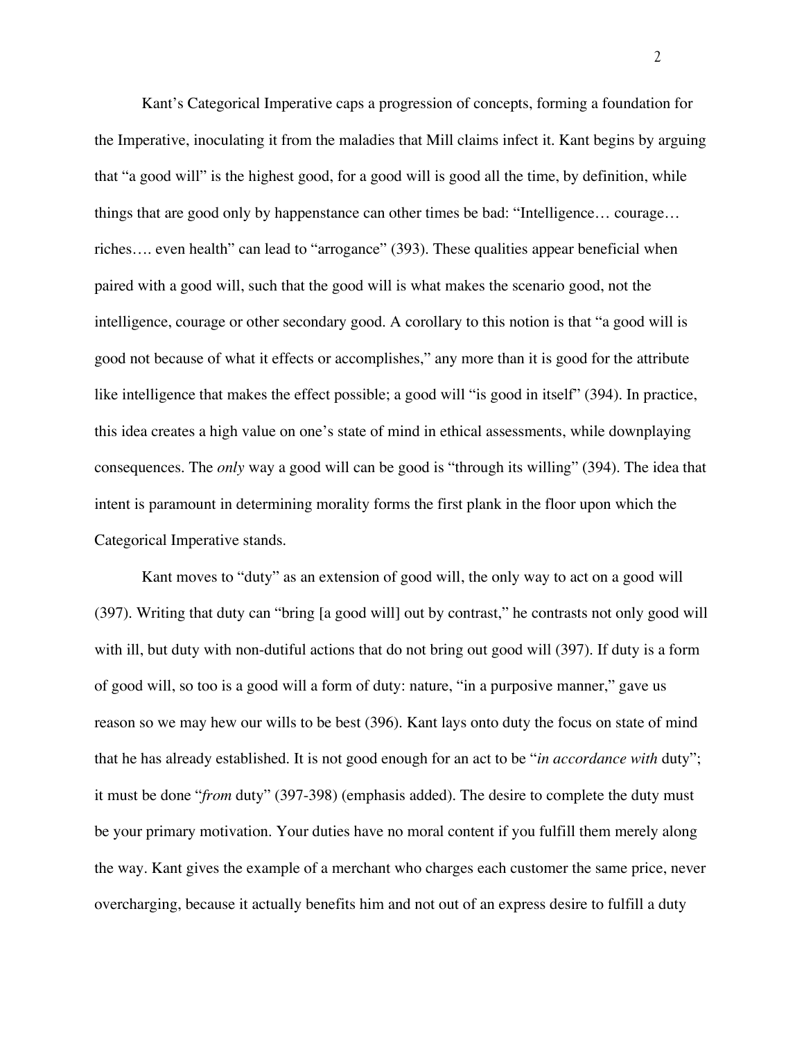Kant's Categorical Imperative caps a progression of concepts, forming a foundation for the Imperative, inoculating it from the maladies that Mill claims infect it. Kant begins by arguing that "a good will" is the highest good, for a good will is good all the time, by definition, while things that are good only by happenstance can other times be bad: "Intelligence… courage… riches…. even health" can lead to "arrogance" (393). These qualities appear beneficial when paired with a good will, such that the good will is what makes the scenario good, not the intelligence, courage or other secondary good. A corollary to this notion is that "a good will is good not because of what it effects or accomplishes," any more than it is good for the attribute like intelligence that makes the effect possible; a good will "is good in itself" (394). In practice, this idea creates a high value on one's state of mind in ethical assessments, while downplaying consequences. The *only* way a good will can be good is "through its willing" (394). The idea that intent is paramount in determining morality forms the first plank in the floor upon which the Categorical Imperative stands.

Kant moves to "duty" as an extension of good will, the only way to act on a good will (397). Writing that duty can "bring [a good will] out by contrast," he contrasts not only good will with ill, but duty with non-dutiful actions that do not bring out good will (397). If duty is a form of good will, so too is a good will a form of duty: nature, "in a purposive manner," gave us reason so we may hew our wills to be best (396). Kant lays onto duty the focus on state of mind that he has already established. It is not good enough for an act to be "*in accordance with* duty"; it must be done "*from* duty" (397-398) (emphasis added). The desire to complete the duty must be your primary motivation. Your duties have no moral content if you fulfill them merely along the way. Kant gives the example of a merchant who charges each customer the same price, never overcharging, because it actually benefits him and not out of an express desire to fulfill a duty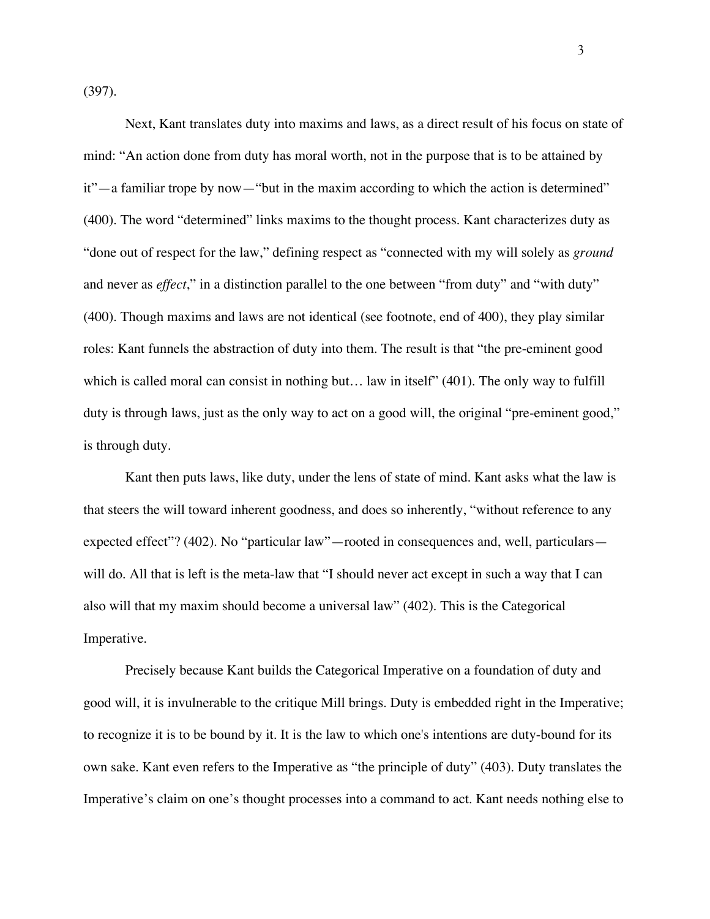(397).

Next, Kant translates duty into maxims and laws, as a direct result of his focus on state of mind: "An action done from duty has moral worth, not in the purpose that is to be attained by it"—a familiar trope by now—"but in the maxim according to which the action is determined" (400). The word "determined" links maxims to the thought process. Kant characterizes duty as "done out of respect for the law," defining respect as "connected with my will solely as *ground* and never as *effect*," in a distinction parallel to the one between "from duty" and "with duty" (400). Though maxims and laws are not identical (see footnote, end of 400), they play similar roles: Kant funnels the abstraction of duty into them. The result is that "the pre-eminent good which is called moral can consist in nothing but… law in itself" (401). The only way to fulfill duty is through laws, just as the only way to act on a good will, the original "pre-eminent good," is through duty.

Kant then puts laws, like duty, under the lens of state of mind. Kant asks what the law is that steers the will toward inherent goodness, and does so inherently, "without reference to any expected effect"? (402). No "particular law"—rooted in consequences and, well, particulars—will do. All that is left is the meta-law that "I should never act except in such a way that I can also will that my maxim should become a universal law" (402). This is the Categorical Imperative.

Precisely because Kant builds the Categorical Imperative on a foundation of duty and good will, it is invulnerable to the critique Mill brings. Duty is embedded right in the Imperative; to recognize it is to be bound by it. It is the law to which one's intentions are duty-bound for its own sake. Kant even refers to the Imperative as "the principle of duty" (403). Duty translates the Imperative's claim on one's thought processes into a command to act. Kant needs nothing else to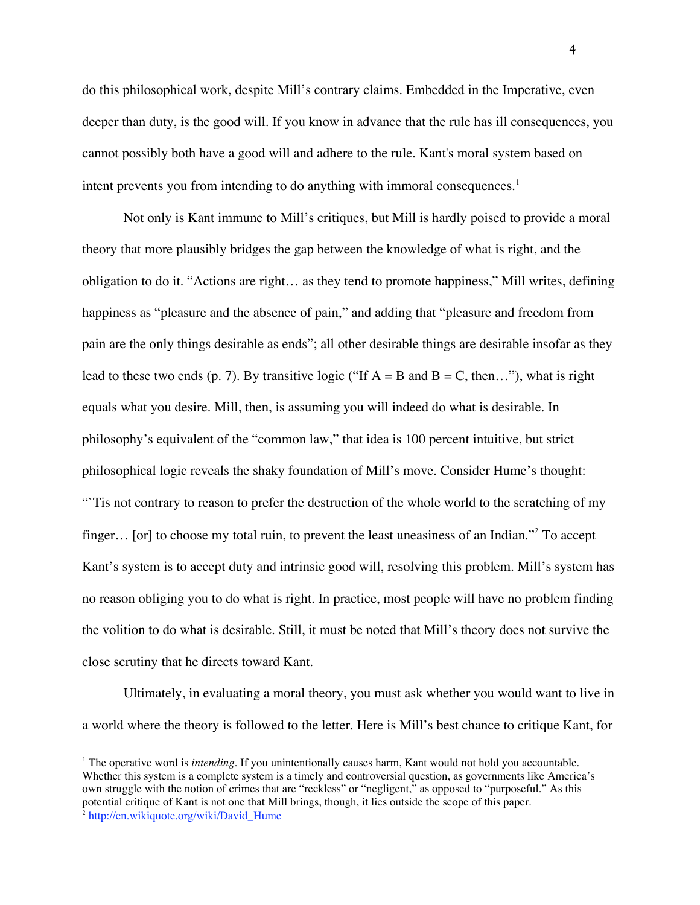do this philosophical work, despite Mill's contrary claims. Embedded in the Imperative, even deeper than duty, is the good will. If you know in advance that the rule has ill consequences, you cannot possibly both have a good will and adhere to the rule. Kant's moral system based on intent prevents you from intending to do anything with immoral consequences.[1]

Not only is Kant immune to Mill's critiques, but Mill is hardly poised to provide a moral theory that more plausibly bridges the gap between the knowledge of what is right, and the obligation to do it. "Actions are right… as they tend to promote happiness," Mill writes, defining happiness as "pleasure and the absence of pain," and adding that "pleasure and freedom from pain are the only things desirable as ends"; all other desirable things are desirable insofar as they lead to these two ends (p. 7). By transitive logic ("If A = B and B = C, then…"), what is right equals what you desire. Mill, then, is assuming you will indeed do what is desirable. In philosophy's equivalent of the "common law," that idea is 100 percent intuitive, but strict philosophical logic reveals the shaky foundation of Mill's move. Consider Hume's thought: "`Tis not contrary to reason to prefer the destruction of the whole world to the scratching of my finger… [or] to choose my total ruin, to prevent the least uneasiness of an Indian."[2] To accept Kant's system is to accept duty and intrinsic good will, resolving this problem. Mill's system has no reason obliging you to do what is right. In practice, most people will have no problem finding the volition to do what is desirable. Still, it must be noted that Mill's theory does not survive the close scrutiny that he directs toward Kant.

Ultimately, in evaluating a moral theory, you must ask whether you would want to live in a world where the theory is followed to the letter. Here is Mill's best chance to critique Kant, for

---

[1] The operative word is *intending*. If you unintentionally causes harm, Kant would not hold you accountable. Whether this system is a complete system is a timely and controversial question, as governments like America's own struggle with the notion of crimes that are "reckless" or "negligent," as opposed to "purposeful." As this potential critique of Kant is not one that Mill brings, though, it lies outside the scope of this paper.

[2] http://en.wikiquote.org/wiki/David_Hume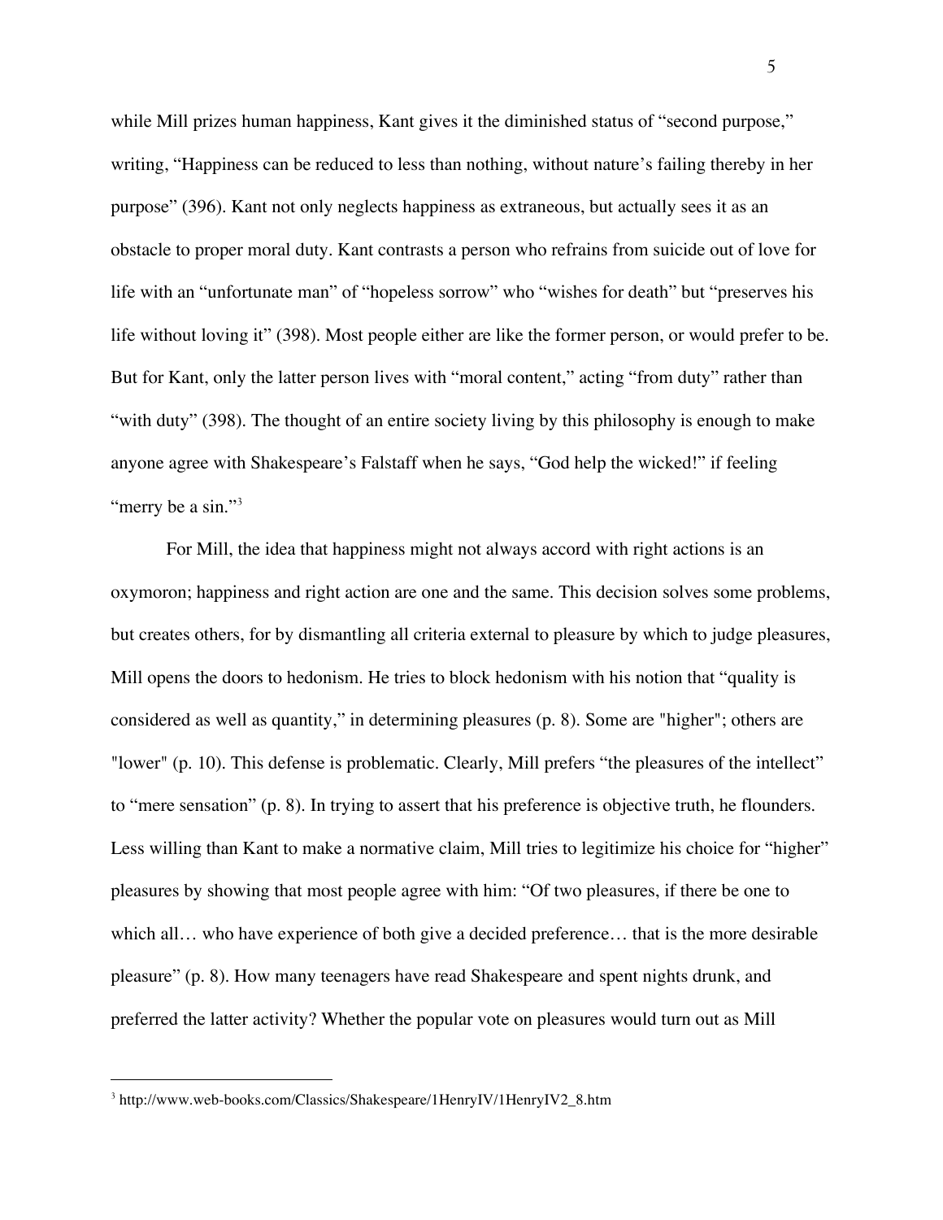while Mill prizes human happiness, Kant gives it the diminished status of "second purpose," writing, "Happiness can be reduced to less than nothing, without nature's failing thereby in her purpose" (396). Kant not only neglects happiness as extraneous, but actually sees it as an obstacle to proper moral duty. Kant contrasts a person who refrains from suicide out of love for life with an "unfortunate man" of "hopeless sorrow" who "wishes for death" but "preserves his life without loving it" (398). Most people either are like the former person, or would prefer to be. But for Kant, only the latter person lives with "moral content," acting "from duty" rather than "with duty" (398). The thought of an entire society living by this philosophy is enough to make anyone agree with Shakespeare's Falstaff when he says, "God help the wicked!" if feeling "merry be a sin."[3]

For Mill, the idea that happiness might not always accord with right actions is an oxymoron; happiness and right action are one and the same. This decision solves some problems, but creates others, for by dismantling all criteria external to pleasure by which to judge pleasures, Mill opens the doors to hedonism. He tries to block hedonism with his notion that "quality is considered as well as quantity," in determining pleasures (p. 8). Some are "higher"; others are "lower" (p. 10). This defense is problematic. Clearly, Mill prefers "the pleasures of the intellect" to "mere sensation" (p. 8). In trying to assert that his preference is objective truth, he flounders. Less willing than Kant to make a normative claim, Mill tries to legitimize his choice for "higher" pleasures by showing that most people agree with him: "Of two pleasures, if there be one to which all… who have experience of both give a decided preference… that is the more desirable pleasure" (p. 8). How many teenagers have read Shakespeare and spent nights drunk, and preferred the latter activity? Whether the popular vote on pleasures would turn out as Mill

---

[3] http://www.web-books.com/Classics/Shakespeare/1HenryIV/1HenryIV2_8.htm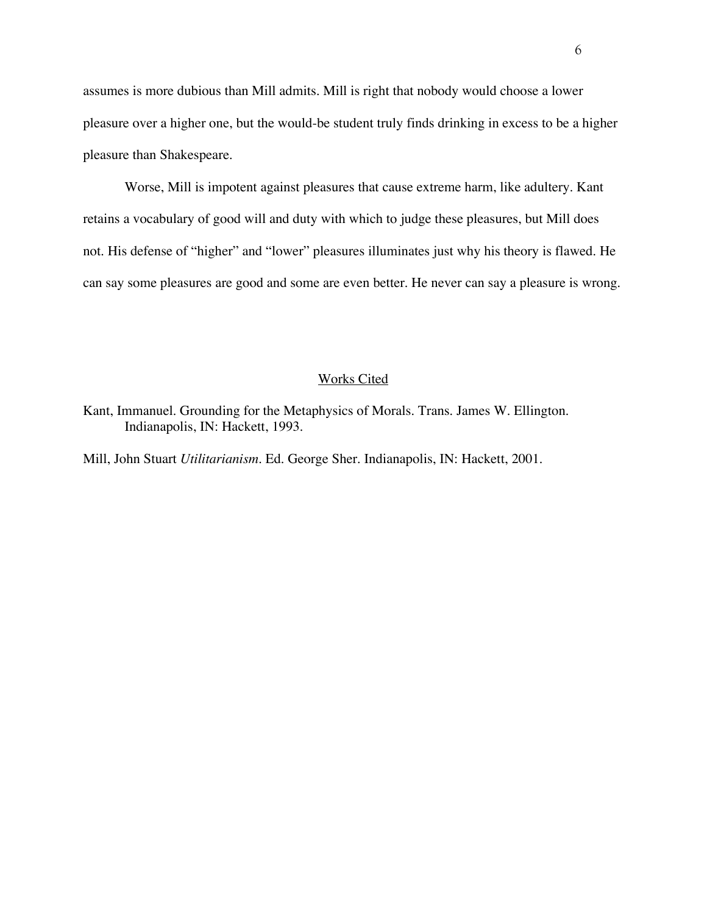assumes is more dubious than Mill admits. Mill is right that nobody would choose a lower pleasure over a higher one, but the would-be student truly finds drinking in excess to be a higher pleasure than Shakespeare.

Worse, Mill is impotent against pleasures that cause extreme harm, like adultery. Kant retains a vocabulary of good will and duty with which to judge these pleasures, but Mill does not. His defense of "higher" and "lower" pleasures illuminates just why his theory is flawed. He can say some pleasures are good and some are even better. He never can say a pleasure is wrong.

## Works Cited

Kant, Immanuel. Grounding for the Metaphysics of Morals. Trans. James W. Ellington. Indianapolis, IN: Hackett, 1993.

Mill, John Stuart *Utilitarianism*. Ed. George Sher. Indianapolis, IN: Hackett, 2001.